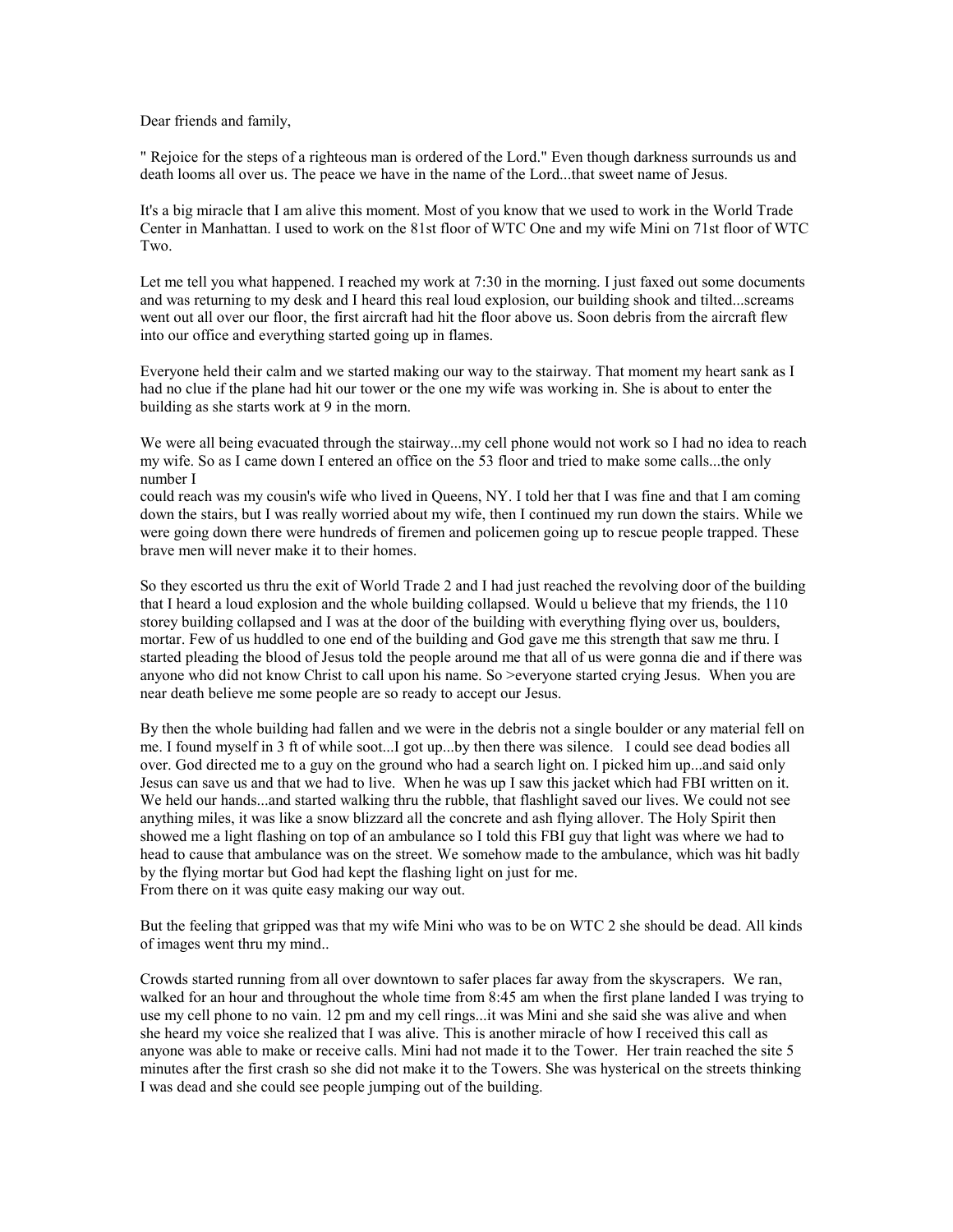Dear friends and family,

" Rejoice for the steps of a righteous man is ordered of the Lord." Even though darkness surrounds us and death looms all over us. The peace we have in the name of the Lord...that sweet name of Jesus.

It's a big miracle that I am alive this moment. Most of you know that we used to work in the World Trade Center in Manhattan. I used to work on the 81st floor of WTC One and my wife Mini on 71st floor of WTC Two.

Let me tell you what happened. I reached my work at 7:30 in the morning. I just faxed out some documents and was returning to my desk and I heard this real loud explosion, our building shook and tilted...screams went out all over our floor, the first aircraft had hit the floor above us. Soon debris from the aircraft flew into our office and everything started going up in flames.

Everyone held their calm and we started making our way to the stairway. That moment my heart sank as I had no clue if the plane had hit our tower or the one my wife was working in. She is about to enter the building as she starts work at 9 in the morn.

We were all being evacuated through the stairway...my cell phone would not work so I had no idea to reach my wife. So as I came down I entered an office on the 53 floor and tried to make some calls...the only number I
could reach was my cousin's wife who lived in Queens, NY. I told her that I was fine and that I am coming down the stairs, but I was really worried about my wife, then I continued my run down the stairs. While we were going down there were hundreds of firemen and policemen going up to rescue people trapped. These brave men will never make it to their homes.

So they escorted us thru the exit of World Trade 2 and I had just reached the revolving door of the building that I heard a loud explosion and the whole building collapsed. Would u believe that my friends, the 110 storey building collapsed and I was at the door of the building with everything flying over us, boulders, mortar. Few of us huddled to one end of the building and God gave me this strength that saw me thru. I started pleading the blood of Jesus told the people around me that all of us were gonna die and if there was anyone who did not know Christ to call upon his name. So >everyone started crying Jesus. When you are near death believe me some people are so ready to accept our Jesus.

By then the whole building had fallen and we were in the debris not a single boulder or any material fell on me. I found myself in 3 ft of while soot...I got up...by then there was silence. I could see dead bodies all over. God directed me to a guy on the ground who had a search light on. I picked him up...and said only Jesus can save us and that we had to live. When he was up I saw this jacket which had FBI written on it. We held our hands...and started walking thru the rubble, that flashlight saved our lives. We could not see anything miles, it was like a snow blizzard all the concrete and ash flying allover. The Holy Spirit then showed me a light flashing on top of an ambulance so I told this FBI guy that light was where we had to head to cause that ambulance was on the street. We somehow made to the ambulance, which was hit badly by the flying mortar but God had kept the flashing light on just for me.
From there on it was quite easy making our way out.

But the feeling that gripped was that my wife Mini who was to be on WTC 2 she should be dead. All kinds of images went thru my mind..

Crowds started running from all over downtown to safer places far away from the skyscrapers. We ran, walked for an hour and throughout the whole time from 8:45 am when the first plane landed I was trying to use my cell phone to no vain. 12 pm and my cell rings...it was Mini and she said she was alive and when she heard my voice she realized that I was alive. This is another miracle of how I received this call as anyone was able to make or receive calls. Mini had not made it to the Tower. Her train reached the site 5 minutes after the first crash so she did not make it to the Towers. She was hysterical on the streets thinking I was dead and she could see people jumping out of the building.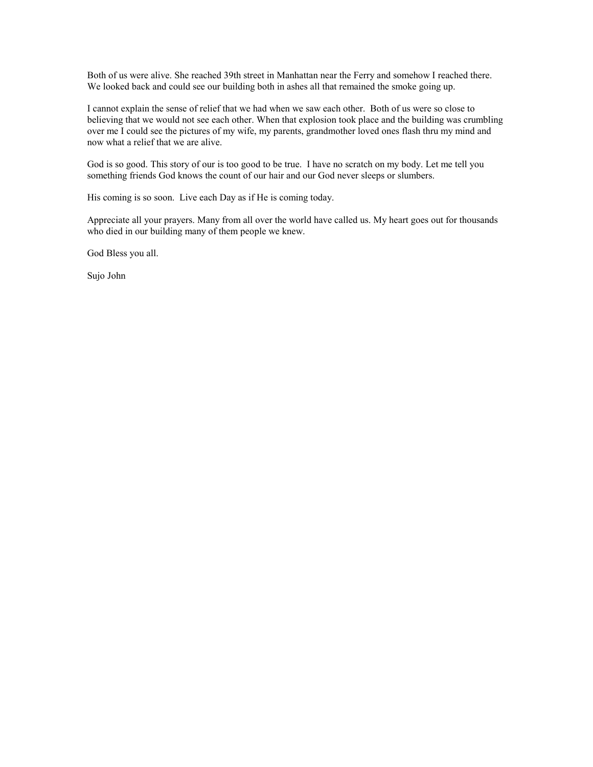Both of us were alive. She reached 39th street in Manhattan near the Ferry and somehow I reached there. We looked back and could see our building both in ashes all that remained the smoke going up.

I cannot explain the sense of relief that we had when we saw each other. Both of us were so close to believing that we would not see each other. When that explosion took place and the building was crumbling over me I could see the pictures of my wife, my parents, grandmother loved ones flash thru my mind and now what a relief that we are alive.

God is so good. This story of our is too good to be true. I have no scratch on my body. Let me tell you something friends God knows the count of our hair and our God never sleeps or slumbers.

His coming is so soon. Live each Day as if He is coming today.

Appreciate all your prayers. Many from all over the world have called us. My heart goes out for thousands who died in our building many of them people we knew.

God Bless you all.

Sujo John